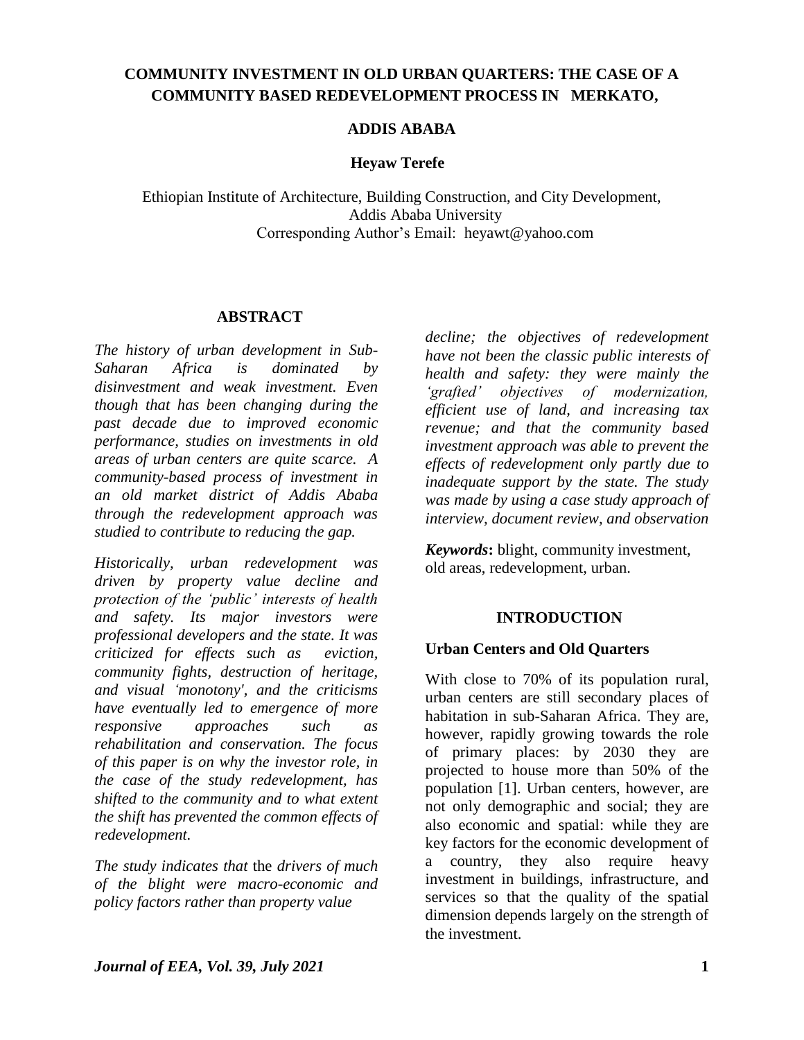# COMMUNITY INVESTMENT IN OLD URBAN QUARTERS: THE CASE OF A COMMUNITY BASED REDEVELOPMENT PROCESS IN MERKATO, ADDIS ABABA

**Heyaw Terefe**

Ethiopian Institute of Architecture, Building Construction, and City Development, Addis Ababa University
Corresponding Author's Email: heyawt@yahoo.com

## ABSTRACT

*The history of urban development in Sub-Saharan Africa is dominated by disinvestment and weak investment. Even though that has been changing during the past decade due to improved economic performance, studies on investments in old areas of urban centers are quite scarce. A community-based process of investment in an old market district of Addis Ababa through the redevelopment approach was studied to contribute to reducing the gap.*

*Historically, urban redevelopment was driven by property value decline and protection of the 'public' interests of health and safety. Its major investors were professional developers and the state. It was criticized for effects such as eviction, community fights, destruction of heritage, and visual 'monotony', and the criticisms have eventually led to emergence of more responsive approaches such as rehabilitation and conservation. The focus of this paper is on why the investor role, in the case of the study redevelopment, has shifted to the community and to what extent the shift has prevented the common effects of redevelopment.*

*The study indicates that* the *drivers of much of the blight were macro-economic and policy factors rather than property value decline; the objectives of redevelopment have not been the classic public interests of health and safety: they were mainly the 'grafted' objectives of modernization, efficient use of land, and increasing tax revenue; and that the community based investment approach was able to prevent the effects of redevelopment only partly due to inadequate support by the state. The study was made by using a case study approach of interview, document review, and observation*

***Keywords*:** blight, community investment, old areas, redevelopment, urban.

## INTRODUCTION

### Urban Centers and Old Quarters

With close to 70% of its population rural, urban centers are still secondary places of habitation in sub-Saharan Africa. They are, however, rapidly growing towards the role of primary places: by 2030 they are projected to house more than 50% of the population [1]. Urban centers, however, are not only demographic and social; they are also economic and spatial: while they are key factors for the economic development of a country, they also require heavy investment in buildings, infrastructure, and services so that the quality of the spatial dimension depends largely on the strength of the investment.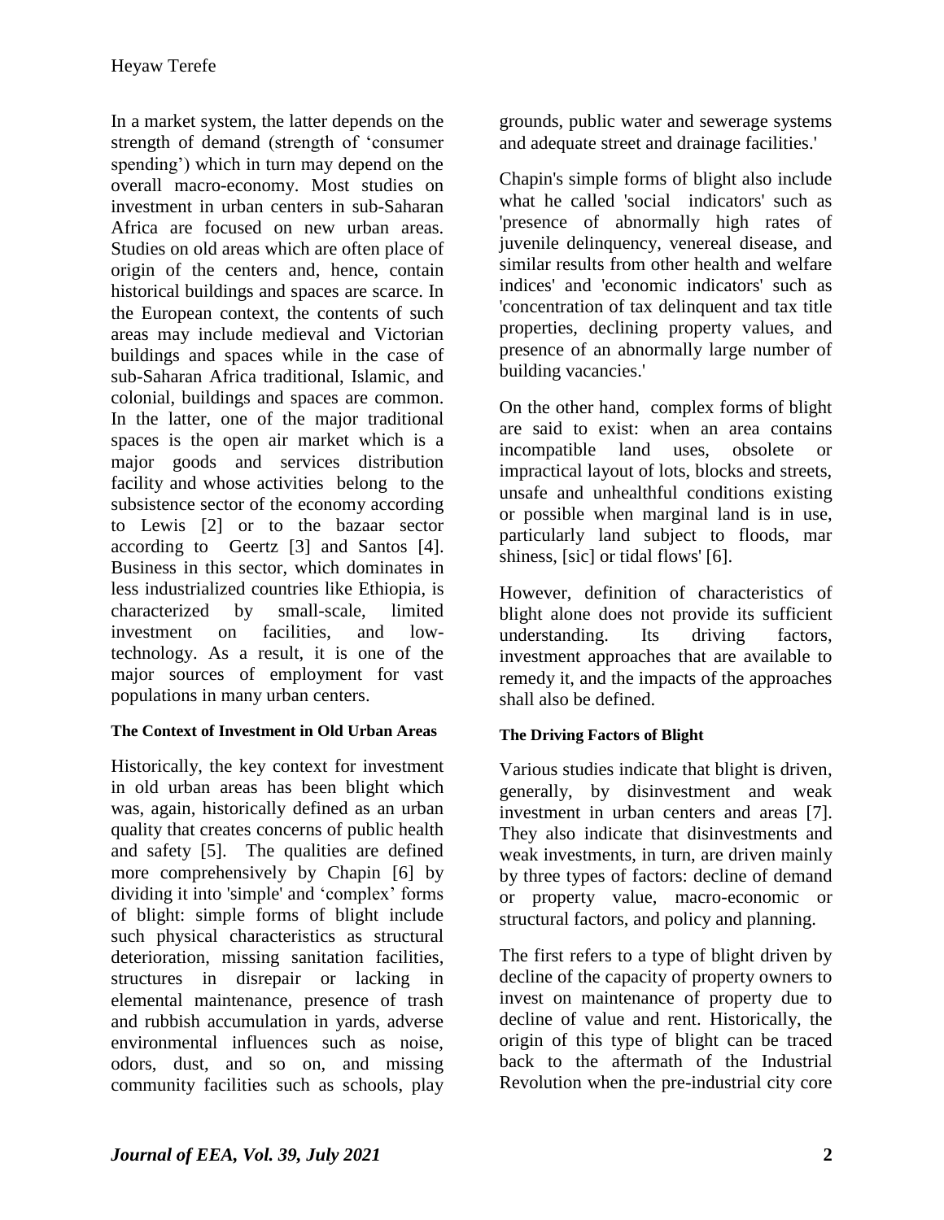In a market system, the latter depends on the strength of demand (strength of 'consumer spending') which in turn may depend on the overall macro-economy. Most studies on investment in urban centers in sub-Saharan Africa are focused on new urban areas. Studies on old areas which are often place of origin of the centers and, hence, contain historical buildings and spaces are scarce. In the European context, the contents of such areas may include medieval and Victorian buildings and spaces while in the case of sub-Saharan Africa traditional, Islamic, and colonial, buildings and spaces are common. In the latter, one of the major traditional spaces is the open air market which is a major goods and services distribution facility and whose activities belong to the subsistence sector of the economy according to Lewis [2] or to the bazaar sector according to Geertz [3] and Santos [4]. Business in this sector, which dominates in less industrialized countries like Ethiopia, is characterized by small-scale, limited investment on facilities, and low-technology. As a result, it is one of the major sources of employment for vast populations in many urban centers.

#### The Context of Investment in Old Urban Areas

Historically, the key context for investment in old urban areas has been blight which was, again, historically defined as an urban quality that creates concerns of public health and safety [5]. The qualities are defined more comprehensively by Chapin [6] by dividing it into 'simple' and 'complex' forms of blight: simple forms of blight include such physical characteristics as structural deterioration, missing sanitation facilities, structures in disrepair or lacking in elemental maintenance, presence of trash and rubbish accumulation in yards, adverse environmental influences such as noise, odors, dust, and so on, and missing community facilities such as schools, play grounds, public water and sewerage systems and adequate street and drainage facilities.'

Chapin's simple forms of blight also include what he called 'social indicators' such as 'presence of abnormally high rates of juvenile delinquency, venereal disease, and similar results from other health and welfare indices' and 'economic indicators' such as 'concentration of tax delinquent and tax title properties, declining property values, and presence of an abnormally large number of building vacancies.'

On the other hand, complex forms of blight are said to exist: when an area contains incompatible land uses, obsolete or impractical layout of lots, blocks and streets, unsafe and unhealthful conditions existing or possible when marginal land is in use, particularly land subject to floods, mar shiness, [sic] or tidal flows' [6].

However, definition of characteristics of blight alone does not provide its sufficient understanding. Its driving factors, investment approaches that are available to remedy it, and the impacts of the approaches shall also be defined.

#### The Driving Factors of Blight

Various studies indicate that blight is driven, generally, by disinvestment and weak investment in urban centers and areas [7]. They also indicate that disinvestments and weak investments, in turn, are driven mainly by three types of factors: decline of demand or property value, macro-economic or structural factors, and policy and planning.

The first refers to a type of blight driven by decline of the capacity of property owners to invest on maintenance of property due to decline of value and rent. Historically, the origin of this type of blight can be traced back to the aftermath of the Industrial Revolution when the pre-industrial city core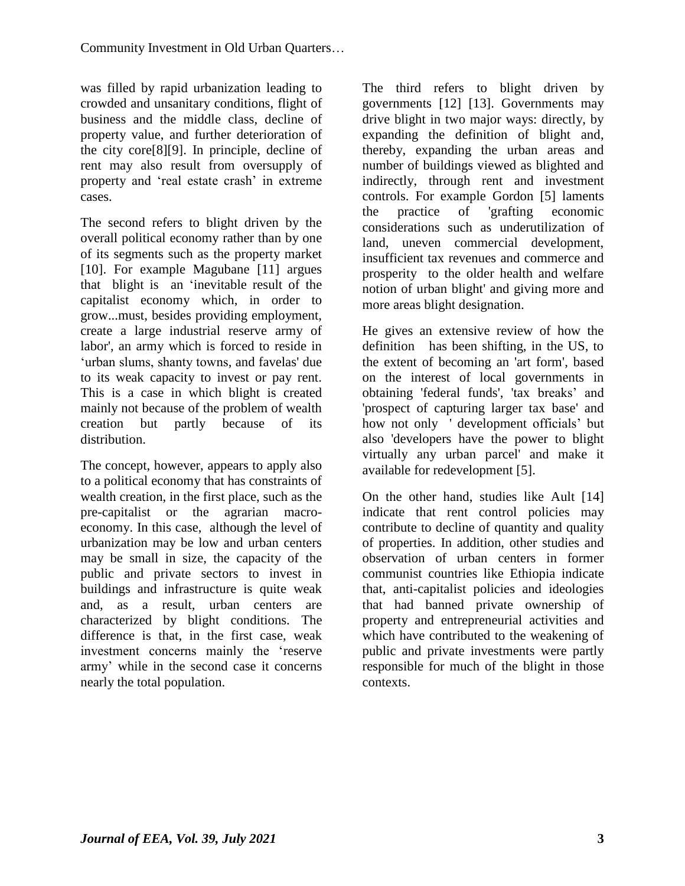was filled by rapid urbanization leading to crowded and unsanitary conditions, flight of business and the middle class, decline of property value, and further deterioration of the city core[8][9]. In principle, decline of rent may also result from oversupply of property and 'real estate crash' in extreme cases.

The second refers to blight driven by the overall political economy rather than by one of its segments such as the property market [10]. For example Magubane [11] argues that blight is an 'inevitable result of the capitalist economy which, in order to grow...must, besides providing employment, create a large industrial reserve army of labor', an army which is forced to reside in 'urban slums, shanty towns, and favelas' due to its weak capacity to invest or pay rent. This is a case in which blight is created mainly not because of the problem of wealth creation but partly because of its distribution.

The concept, however, appears to apply also to a political economy that has constraints of wealth creation, in the first place, such as the pre-capitalist or the agrarian macro-economy. In this case, although the level of urbanization may be low and urban centers may be small in size, the capacity of the public and private sectors to invest in buildings and infrastructure is quite weak and, as a result, urban centers are characterized by blight conditions. The difference is that, in the first case, weak investment concerns mainly the 'reserve army' while in the second case it concerns nearly the total population.

The third refers to blight driven by governments [12] [13]. Governments may drive blight in two major ways: directly, by expanding the definition of blight and, thereby, expanding the urban areas and number of buildings viewed as blighted and indirectly, through rent and investment controls. For example Gordon [5] laments the practice of 'grafting economic considerations such as underutilization of land, uneven commercial development, insufficient tax revenues and commerce and prosperity to the older health and welfare notion of urban blight' and giving more and more areas blight designation.

He gives an extensive review of how the definition has been shifting, in the US, to the extent of becoming an 'art form', based on the interest of local governments in obtaining 'federal funds', 'tax breaks' and 'prospect of capturing larger tax base' and how not only ' development officials' but also 'developers have the power to blight virtually any urban parcel' and make it available for redevelopment [5].

On the other hand, studies like Ault [14] indicate that rent control policies may contribute to decline of quantity and quality of properties. In addition, other studies and observation of urban centers in former communist countries like Ethiopia indicate that, anti-capitalist policies and ideologies that had banned private ownership of property and entrepreneurial activities and which have contributed to the weakening of public and private investments were partly responsible for much of the blight in those contexts.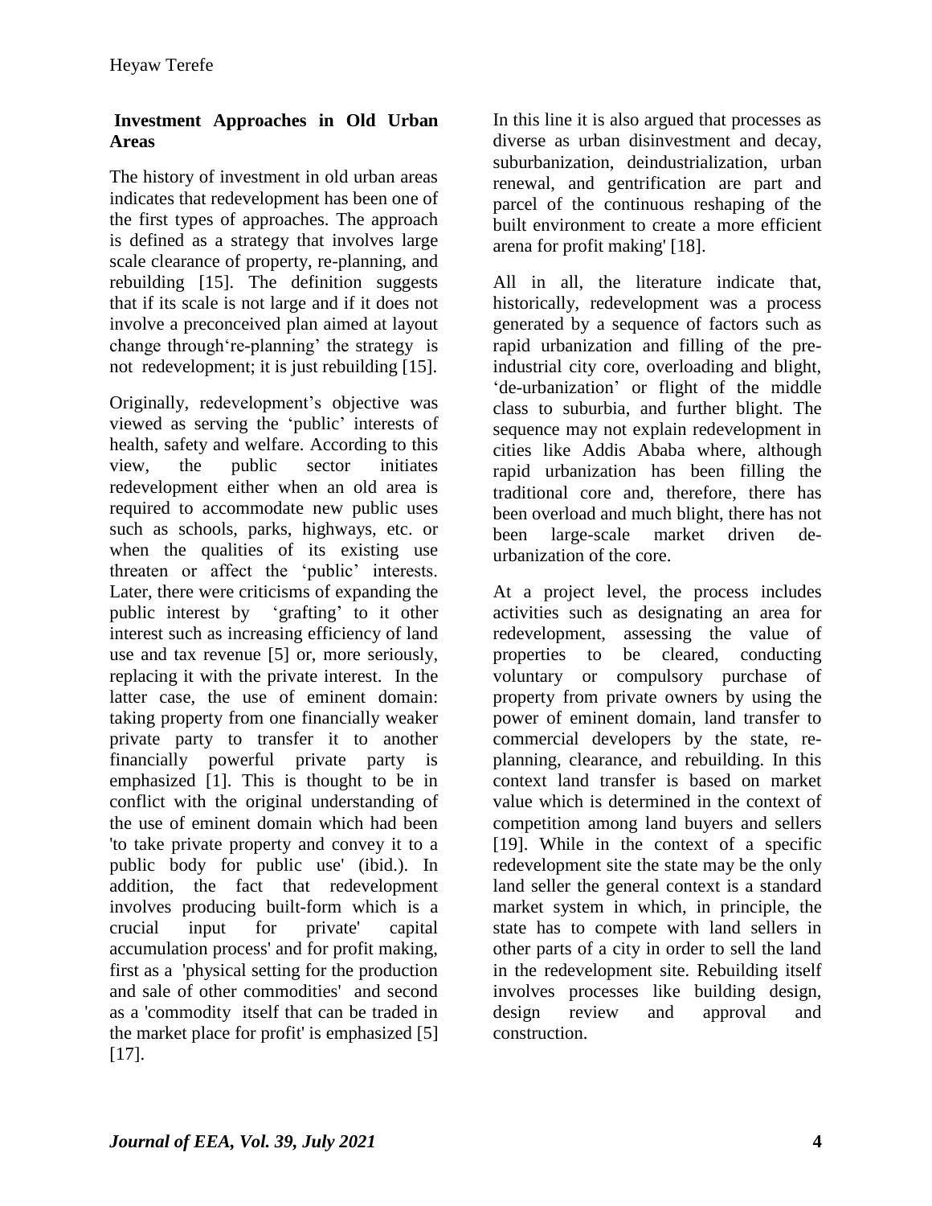## Investment Approaches in Old Urban Areas

The history of investment in old urban areas indicates that redevelopment has been one of the first types of approaches. The approach is defined as a strategy that involves large scale clearance of property, re-planning, and rebuilding [15]. The definition suggests that if its scale is not large and if it does not involve a preconceived plan aimed at layout change through're-planning' the strategy is not redevelopment; it is just rebuilding [15].

Originally, redevelopment's objective was viewed as serving the 'public' interests of health, safety and welfare. According to this view, the public sector initiates redevelopment either when an old area is required to accommodate new public uses such as schools, parks, highways, etc. or when the qualities of its existing use threaten or affect the 'public' interests. Later, there were criticisms of expanding the public interest by 'grafting' to it other interest such as increasing efficiency of land use and tax revenue [5] or, more seriously, replacing it with the private interest. In the latter case, the use of eminent domain: taking property from one financially weaker private party to transfer it to another financially powerful private party is emphasized [1]. This is thought to be in conflict with the original understanding of the use of eminent domain which had been 'to take private property and convey it to a public body for public use' (ibid.). In addition, the fact that redevelopment involves producing built-form which is a crucial input for private' capital accumulation process' and for profit making, first as a 'physical setting for the production and sale of other commodities' and second as a 'commodity itself that can be traded in the market place for profit' is emphasized [5] [17].

In this line it is also argued that processes as diverse as urban disinvestment and decay, suburbanization, deindustrialization, urban renewal, and gentrification are part and parcel of the continuous reshaping of the built environment to create a more efficient arena for profit making' [18].

All in all, the literature indicate that, historically, redevelopment was a process generated by a sequence of factors such as rapid urbanization and filling of the pre-industrial city core, overloading and blight, 'de-urbanization' or flight of the middle class to suburbia, and further blight. The sequence may not explain redevelopment in cities like Addis Ababa where, although rapid urbanization has been filling the traditional core and, therefore, there has been overload and much blight, there has not been large-scale market driven de-urbanization of the core.

At a project level, the process includes activities such as designating an area for redevelopment, assessing the value of properties to be cleared, conducting voluntary or compulsory purchase of property from private owners by using the power of eminent domain, land transfer to commercial developers by the state, re-planning, clearance, and rebuilding. In this context land transfer is based on market value which is determined in the context of competition among land buyers and sellers [19]. While in the context of a specific redevelopment site the state may be the only land seller the general context is a standard market system in which, in principle, the state has to compete with land sellers in other parts of a city in order to sell the land in the redevelopment site. Rebuilding itself involves processes like building design, design review and approval and construction.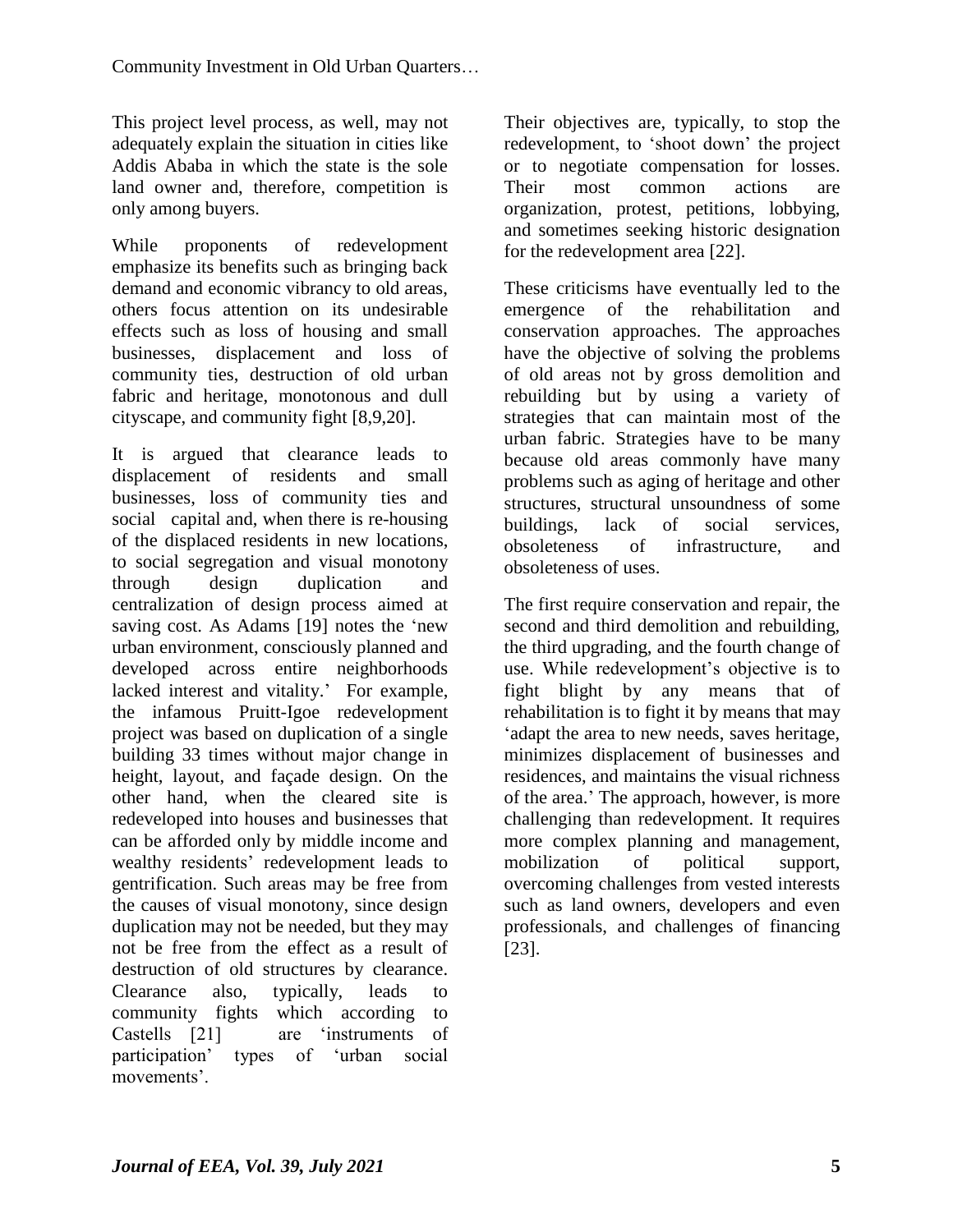This project level process, as well, may not adequately explain the situation in cities like Addis Ababa in which the state is the sole land owner and, therefore, competition is only among buyers.

While proponents of redevelopment emphasize its benefits such as bringing back demand and economic vibrancy to old areas, others focus attention on its undesirable effects such as loss of housing and small businesses, displacement and loss of community ties, destruction of old urban fabric and heritage, monotonous and dull cityscape, and community fight [8,9,20].

It is argued that clearance leads to displacement of residents and small businesses, loss of community ties and social capital and, when there is re-housing of the displaced residents in new locations, to social segregation and visual monotony through design duplication and centralization of design process aimed at saving cost. As Adams [19] notes the 'new urban environment, consciously planned and developed across entire neighborhoods lacked interest and vitality.' For example, the infamous Pruitt-Igoe redevelopment project was based on duplication of a single building 33 times without major change in height, layout, and façade design. On the other hand, when the cleared site is redeveloped into houses and businesses that can be afforded only by middle income and wealthy residents' redevelopment leads to gentrification. Such areas may be free from the causes of visual monotony, since design duplication may not be needed, but they may not be free from the effect as a result of destruction of old structures by clearance. Clearance also, typically, leads to community fights which according to Castells [21] are 'instruments of participation' types of 'urban social movements'.

Their objectives are, typically, to stop the redevelopment, to 'shoot down' the project or to negotiate compensation for losses. Their most common actions are organization, protest, petitions, lobbying, and sometimes seeking historic designation for the redevelopment area [22].

These criticisms have eventually led to the emergence of the rehabilitation and conservation approaches. The approaches have the objective of solving the problems of old areas not by gross demolition and rebuilding but by using a variety of strategies that can maintain most of the urban fabric. Strategies have to be many because old areas commonly have many problems such as aging of heritage and other structures, structural unsoundness of some buildings, lack of social services, obsoleteness of infrastructure, and obsoleteness of uses.

The first require conservation and repair, the second and third demolition and rebuilding, the third upgrading, and the fourth change of use. While redevelopment's objective is to fight blight by any means that of rehabilitation is to fight it by means that may 'adapt the area to new needs, saves heritage, minimizes displacement of businesses and residences, and maintains the visual richness of the area.' The approach, however, is more challenging than redevelopment. It requires more complex planning and management, mobilization of political support, overcoming challenges from vested interests such as land owners, developers and even professionals, and challenges of financing [23].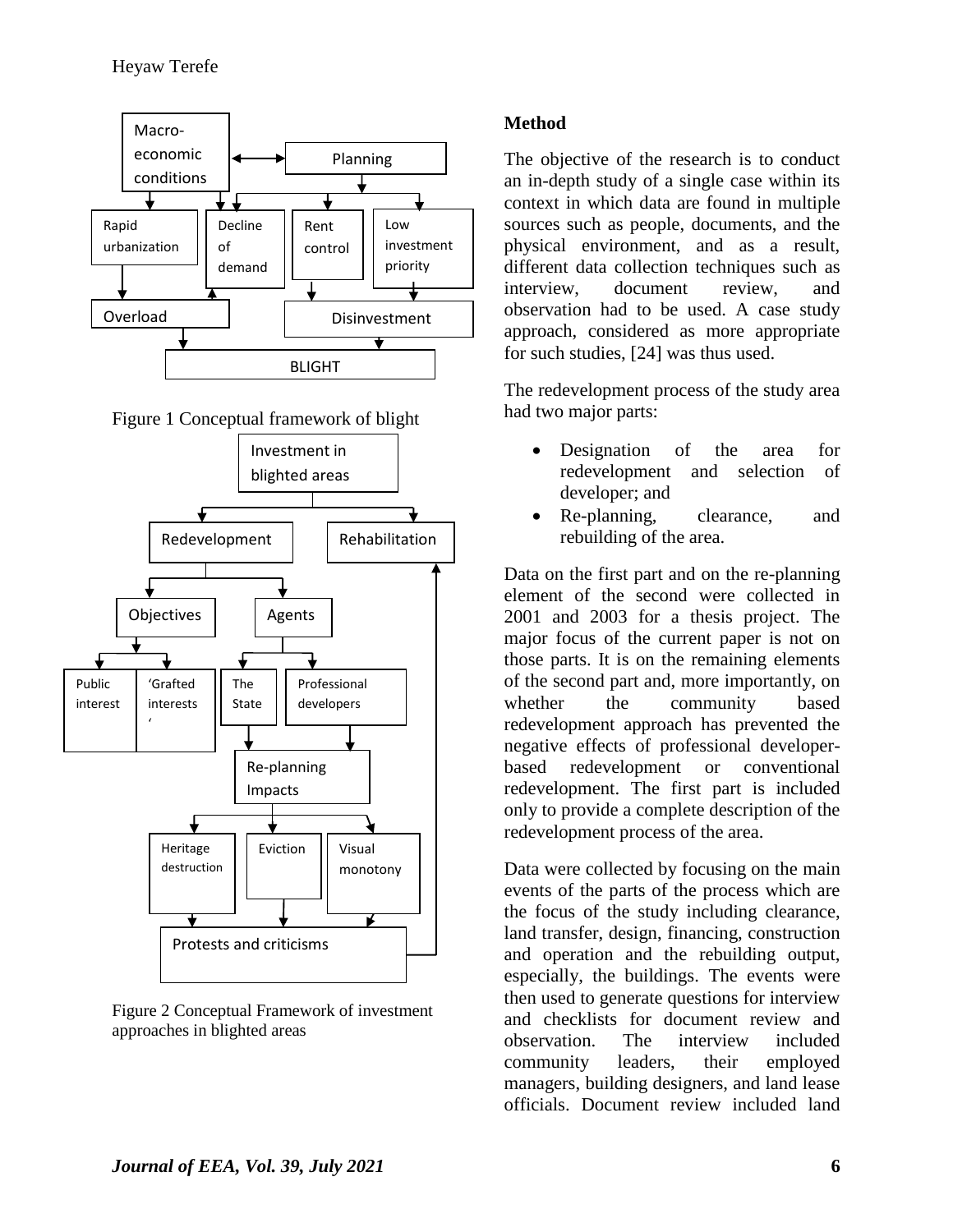Figure 1 Conceptual framework of blight

Figure 2 Conceptual Framework of investment approaches in blighted areas

**Method**

The objective of the research is to conduct an in-depth study of a single case within its context in which data are found in multiple sources such as people, documents, and the physical environment, and as a result, different data collection techniques such as interview, document review, and observation had to be used. A case study approach, considered as more appropriate for such studies, [24] was thus used.

The redevelopment process of the study area had two major parts:

- Designation of the area for redevelopment and selection of developer; and
- Re-planning, clearance, and rebuilding of the area.

Data on the first part and on the re-planning element of the second were collected in 2001 and 2003 for a thesis project. The major focus of the current paper is not on those parts. It is on the remaining elements of the second part and, more importantly, on whether the community based redevelopment approach has prevented the negative effects of professional developer-based redevelopment or conventional redevelopment. The first part is included only to provide a complete description of the redevelopment process of the area.

Data were collected by focusing on the main events of the parts of the process which are the focus of the study including clearance, land transfer, design, financing, construction and operation and the rebuilding output, especially, the buildings. The events were then used to generate questions for interview and checklists for document review and observation. The interview included community leaders, their employed managers, building designers, and land lease officials. Document review included land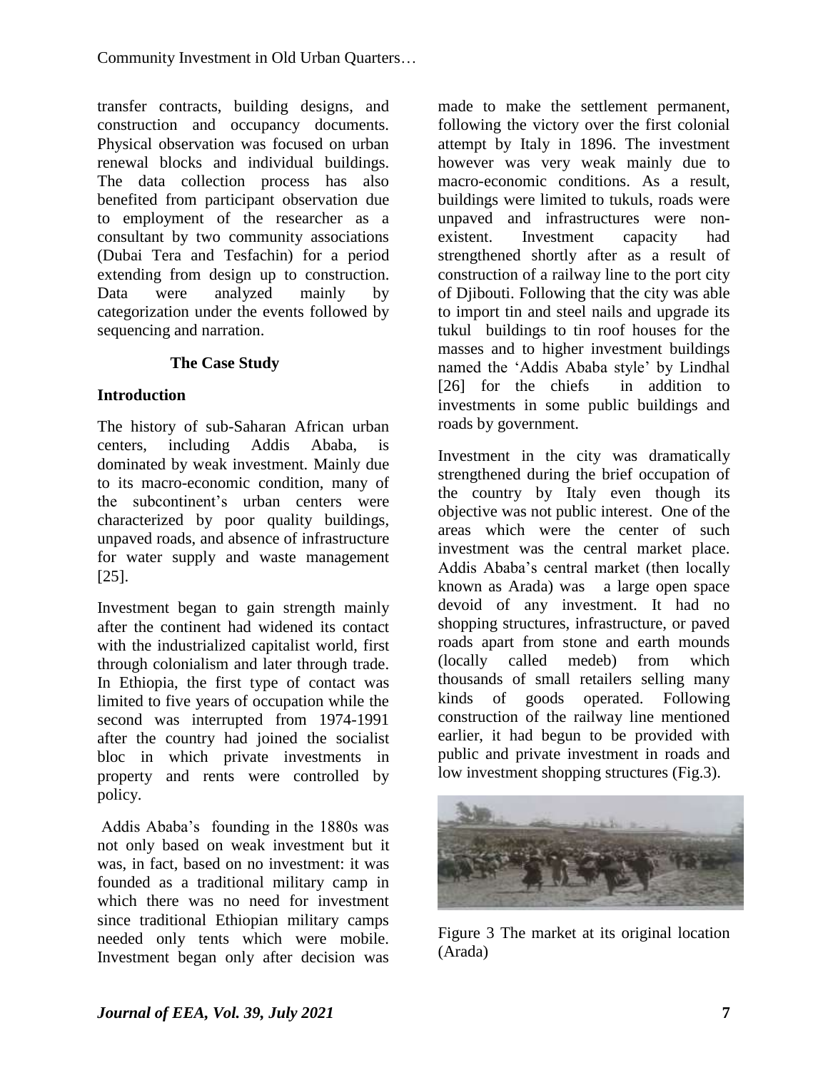transfer contracts, building designs, and construction and occupancy documents. Physical observation was focused on urban renewal blocks and individual buildings. The data collection process has also benefited from participant observation due to employment of the researcher as a consultant by two community associations (Dubai Tera and Tesfachin) for a period extending from design up to construction. Data were analyzed mainly by categorization under the events followed by sequencing and narration.

## The Case Study

### Introduction

The history of sub-Saharan African urban centers, including Addis Ababa, is dominated by weak investment. Mainly due to its macro-economic condition, many of the subcontinent's urban centers were characterized by poor quality buildings, unpaved roads, and absence of infrastructure for water supply and waste management [25].

Investment began to gain strength mainly after the continent had widened its contact with the industrialized capitalist world, first through colonialism and later through trade. In Ethiopia, the first type of contact was limited to five years of occupation while the second was interrupted from 1974-1991 after the country had joined the socialist bloc in which private investments in property and rents were controlled by policy.

Addis Ababa's founding in the 1880s was not only based on weak investment but it was, in fact, based on no investment: it was founded as a traditional military camp in which there was no need for investment since traditional Ethiopian military camps needed only tents which were mobile. Investment began only after decision was made to make the settlement permanent, following the victory over the first colonial attempt by Italy in 1896. The investment however was very weak mainly due to macro-economic conditions. As a result, buildings were limited to tukuls, roads were unpaved and infrastructures were non-existent. Investment capacity had strengthened shortly after as a result of construction of a railway line to the port city of Djibouti. Following that the city was able to import tin and steel nails and upgrade its tukul buildings to tin roof houses for the masses and to higher investment buildings named the 'Addis Ababa style' by Lindhal [26] for the chiefs in addition to investments in some public buildings and roads by government.

Investment in the city was dramatically strengthened during the brief occupation of the country by Italy even though its objective was not public interest. One of the areas which were the center of such investment was the central market place. Addis Ababa's central market (then locally known as Arada) was a large open space devoid of any investment. It had no shopping structures, infrastructure, or paved roads apart from stone and earth mounds (locally called medeb) from which thousands of small retailers selling many kinds of goods operated. Following construction of the railway line mentioned earlier, it had begun to be provided with public and private investment in roads and low investment shopping structures (Fig.3).

Figure 3 The market at its original location (Arada)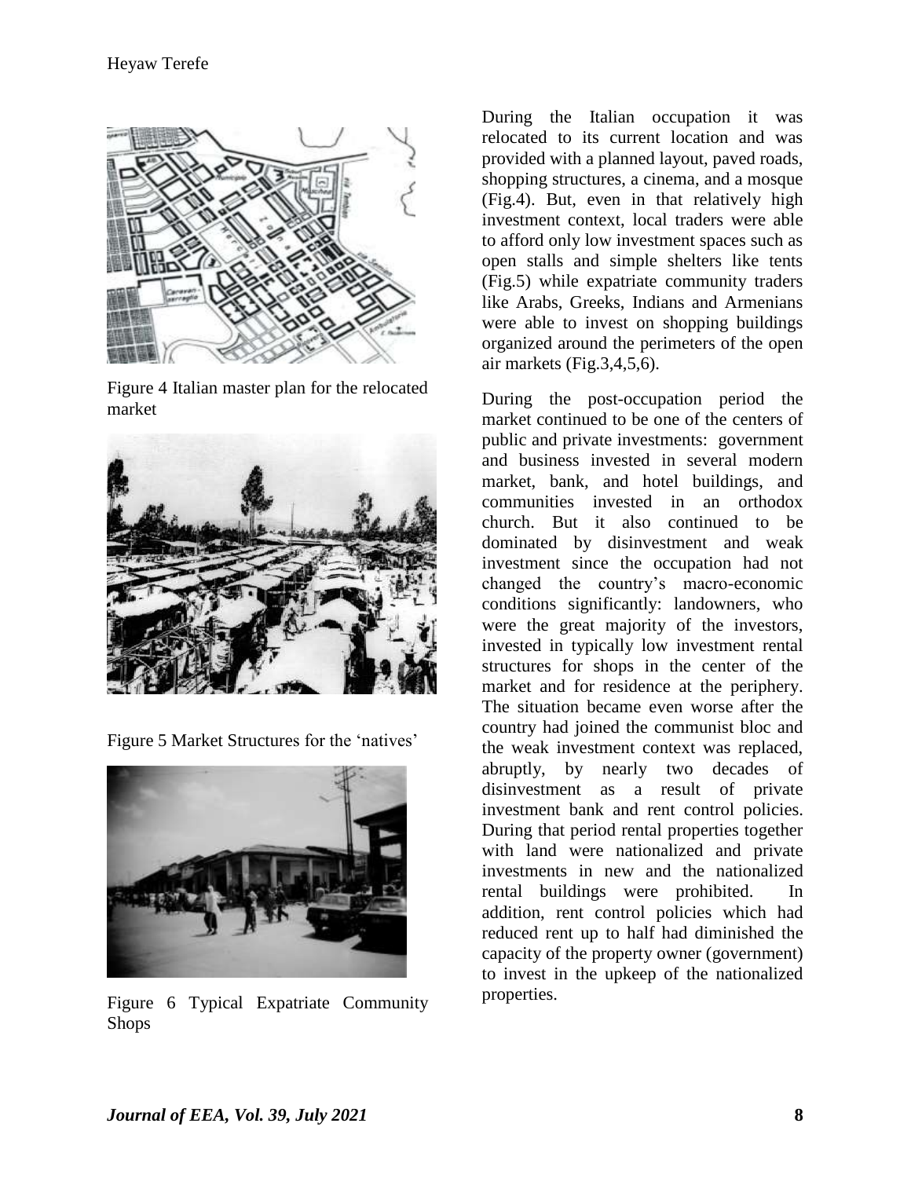Figure 4 Italian master plan for the relocated market

Figure 5 Market Structures for the 'natives'

Figure 6 Typical Expatriate Community Shops

During the Italian occupation it was relocated to its current location and was provided with a planned layout, paved roads, shopping structures, a cinema, and a mosque (Fig.4). But, even in that relatively high investment context, local traders were able to afford only low investment spaces such as open stalls and simple shelters like tents (Fig.5) while expatriate community traders like Arabs, Greeks, Indians and Armenians were able to invest on shopping buildings organized around the perimeters of the open air markets (Fig.3,4,5,6).

During the post-occupation period the market continued to be one of the centers of public and private investments: government and business invested in several modern market, bank, and hotel buildings, and communities invested in an orthodox church. But it also continued to be dominated by disinvestment and weak investment since the occupation had not changed the country's macro-economic conditions significantly: landowners, who were the great majority of the investors, invested in typically low investment rental structures for shops in the center of the market and for residence at the periphery. The situation became even worse after the country had joined the communist bloc and the weak investment context was replaced, abruptly, by nearly two decades of disinvestment as a result of private investment bank and rent control policies. During that period rental properties together with land were nationalized and private investments in new and the nationalized rental buildings were prohibited. In addition, rent control policies which had reduced rent up to half had diminished the capacity of the property owner (government) to invest in the upkeep of the nationalized properties.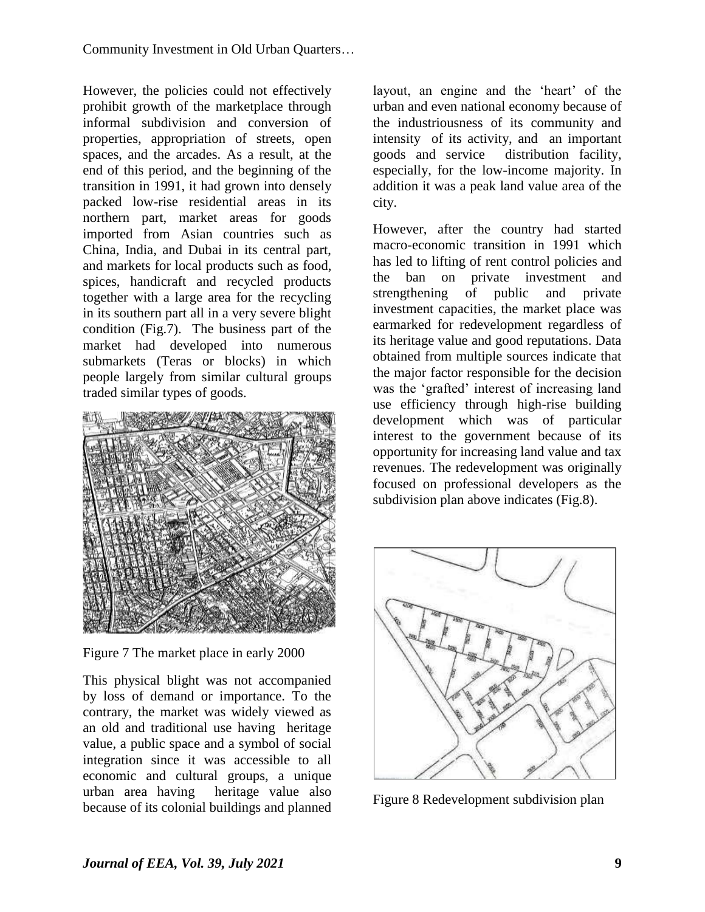However, the policies could not effectively prohibit growth of the marketplace through informal subdivision and conversion of properties, appropriation of streets, open spaces, and the arcades. As a result, at the end of this period, and the beginning of the transition in 1991, it had grown into densely packed low-rise residential areas in its northern part, market areas for goods imported from Asian countries such as China, India, and Dubai in its central part, and markets for local products such as food, spices, handicraft and recycled products together with a large area for the recycling in its southern part all in a very severe blight condition (Fig.7). The business part of the market had developed into numerous submarkets (Teras or blocks) in which people largely from similar cultural groups traded similar types of goods.

Figure 7 The market place in early 2000

This physical blight was not accompanied by loss of demand or importance. To the contrary, the market was widely viewed as an old and traditional use having heritage value, a public space and a symbol of social integration since it was accessible to all economic and cultural groups, a unique urban area having heritage value also because of its colonial buildings and planned layout, an engine and the 'heart' of the urban and even national economy because of the industriousness of its community and intensity of its activity, and an important goods and service distribution facility, especially, for the low-income majority. In addition it was a peak land value area of the city.

However, after the country had started macro-economic transition in 1991 which has led to lifting of rent control policies and the ban on private investment and strengthening of public and private investment capacities, the market place was earmarked for redevelopment regardless of its heritage value and good reputations. Data obtained from multiple sources indicate that the major factor responsible for the decision was the 'grafted' interest of increasing land use efficiency through high-rise building development which was of particular interest to the government because of its opportunity for increasing land value and tax revenues. The redevelopment was originally focused on professional developers as the subdivision plan above indicates (Fig.8).

Figure 8 Redevelopment subdivision plan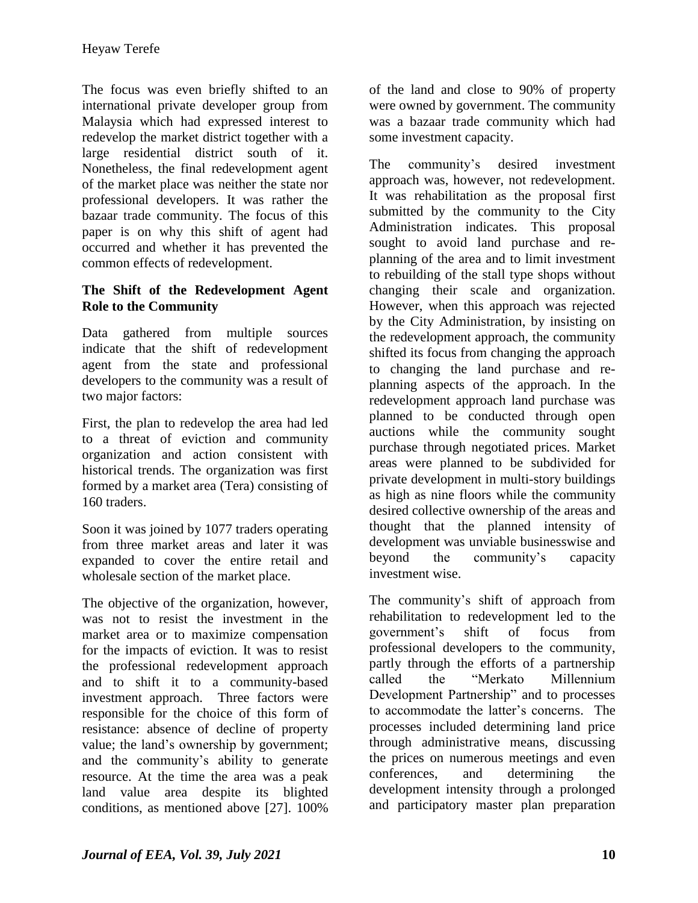The focus was even briefly shifted to an international private developer group from Malaysia which had expressed interest to redevelop the market district together with a large residential district south of it. Nonetheless, the final redevelopment agent of the market place was neither the state nor professional developers. It was rather the bazaar trade community. The focus of this paper is on why this shift of agent had occurred and whether it has prevented the common effects of redevelopment.

### The Shift of the Redevelopment Agent Role to the Community

Data gathered from multiple sources indicate that the shift of redevelopment agent from the state and professional developers to the community was a result of two major factors:

First, the plan to redevelop the area had led to a threat of eviction and community organization and action consistent with historical trends. The organization was first formed by a market area (Tera) consisting of 160 traders.

Soon it was joined by 1077 traders operating from three market areas and later it was expanded to cover the entire retail and wholesale section of the market place.

The objective of the organization, however, was not to resist the investment in the market area or to maximize compensation for the impacts of eviction. It was to resist the professional redevelopment approach and to shift it to a community-based investment approach. Three factors were responsible for the choice of this form of resistance: absence of decline of property value; the land's ownership by government; and the community's ability to generate resource. At the time the area was a peak land value area despite its blighted conditions, as mentioned above [27]. 100% of the land and close to 90% of property were owned by government. The community was a bazaar trade community which had some investment capacity.

The community's desired investment approach was, however, not redevelopment. It was rehabilitation as the proposal first submitted by the community to the City Administration indicates. This proposal sought to avoid land purchase and re-planning of the area and to limit investment to rebuilding of the stall type shops without changing their scale and organization. However, when this approach was rejected by the City Administration, by insisting on the redevelopment approach, the community shifted its focus from changing the approach to changing the land purchase and re-planning aspects of the approach. In the redevelopment approach land purchase was planned to be conducted through open auctions while the community sought purchase through negotiated prices. Market areas were planned to be subdivided for private development in multi-story buildings as high as nine floors while the community desired collective ownership of the areas and thought that the planned intensity of development was unviable businesswise and beyond the community's capacity investment wise.

The community's shift of approach from rehabilitation to redevelopment led to the government's shift of focus from professional developers to the community, partly through the efforts of a partnership called the "Merkato Millennium Development Partnership" and to processes to accommodate the latter's concerns. The processes included determining land price through administrative means, discussing the prices on numerous meetings and even conferences, and determining the development intensity through a prolonged and participatory master plan preparation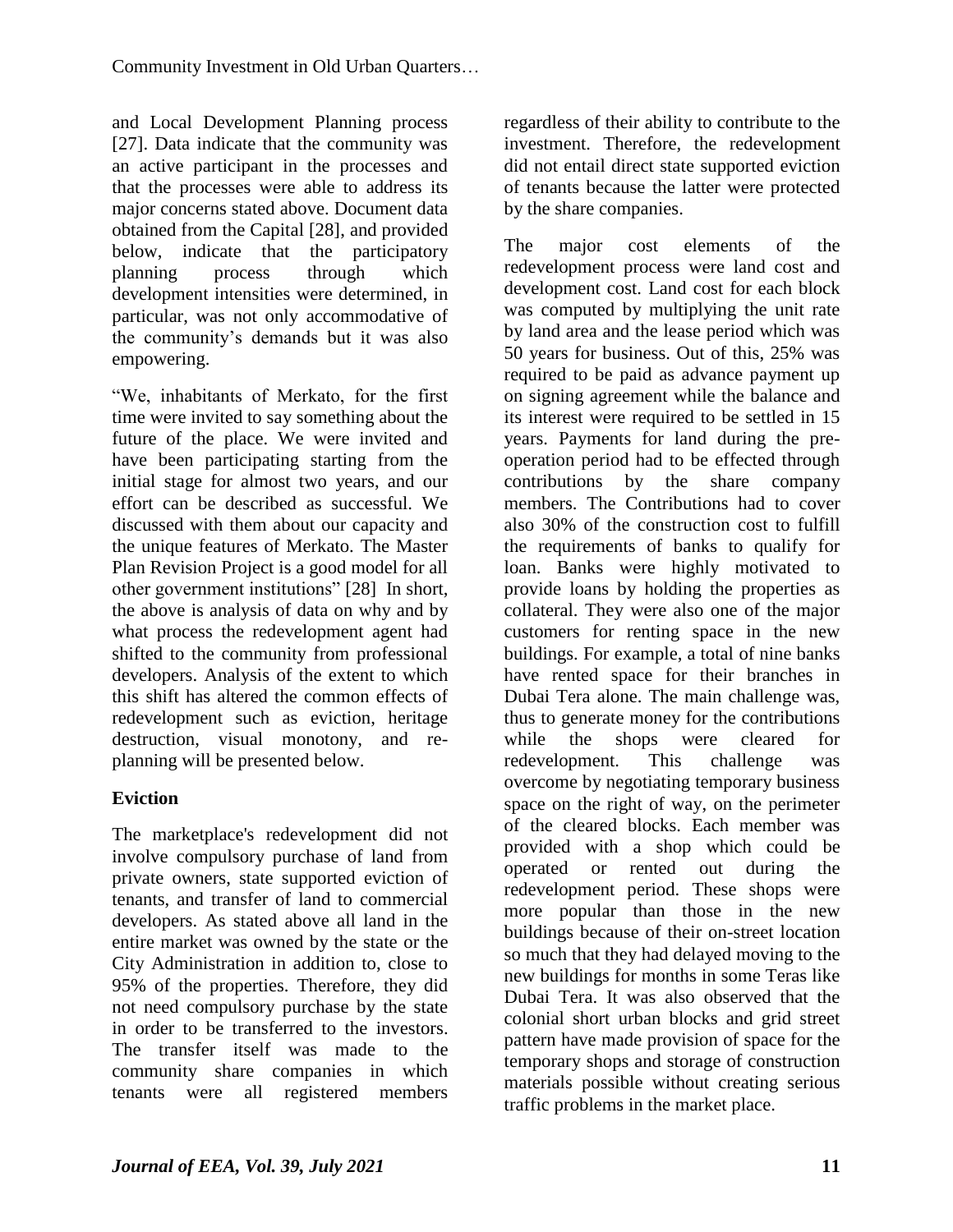and Local Development Planning process [27]. Data indicate that the community was an active participant in the processes and that the processes were able to address its major concerns stated above. Document data obtained from the Capital [28], and provided below, indicate that the participatory planning process through which development intensities were determined, in particular, was not only accommodative of the community's demands but it was also empowering.

"We, inhabitants of Merkato, for the first time were invited to say something about the future of the place. We were invited and have been participating starting from the initial stage for almost two years, and our effort can be described as successful. We discussed with them about our capacity and the unique features of Merkato. The Master Plan Revision Project is a good model for all other government institutions" [28] In short, the above is analysis of data on why and by what process the redevelopment agent had shifted to the community from professional developers. Analysis of the extent to which this shift has altered the common effects of redevelopment such as eviction, heritage destruction, visual monotony, and re-planning will be presented below.

## Eviction

The marketplace's redevelopment did not involve compulsory purchase of land from private owners, state supported eviction of tenants, and transfer of land to commercial developers. As stated above all land in the entire market was owned by the state or the City Administration in addition to, close to 95% of the properties. Therefore, they did not need compulsory purchase by the state in order to be transferred to the investors. The transfer itself was made to the community share companies in which tenants were all registered members regardless of their ability to contribute to the investment. Therefore, the redevelopment did not entail direct state supported eviction of tenants because the latter were protected by the share companies.

The major cost elements of the redevelopment process were land cost and development cost. Land cost for each block was computed by multiplying the unit rate by land area and the lease period which was 50 years for business. Out of this, 25% was required to be paid as advance payment up on signing agreement while the balance and its interest were required to be settled in 15 years. Payments for land during the pre-operation period had to be effected through contributions by the share company members. The Contributions had to cover also 30% of the construction cost to fulfill the requirements of banks to qualify for loan. Banks were highly motivated to provide loans by holding the properties as collateral. They were also one of the major customers for renting space in the new buildings. For example, a total of nine banks have rented space for their branches in Dubai Tera alone. The main challenge was, thus to generate money for the contributions while the shops were cleared for redevelopment. This challenge was overcome by negotiating temporary business space on the right of way, on the perimeter of the cleared blocks. Each member was provided with a shop which could be operated or rented out during the redevelopment period. These shops were more popular than those in the new buildings because of their on-street location so much that they had delayed moving to the new buildings for months in some Teras like Dubai Tera. It was also observed that the colonial short urban blocks and grid street pattern have made provision of space for the temporary shops and storage of construction materials possible without creating serious traffic problems in the market place.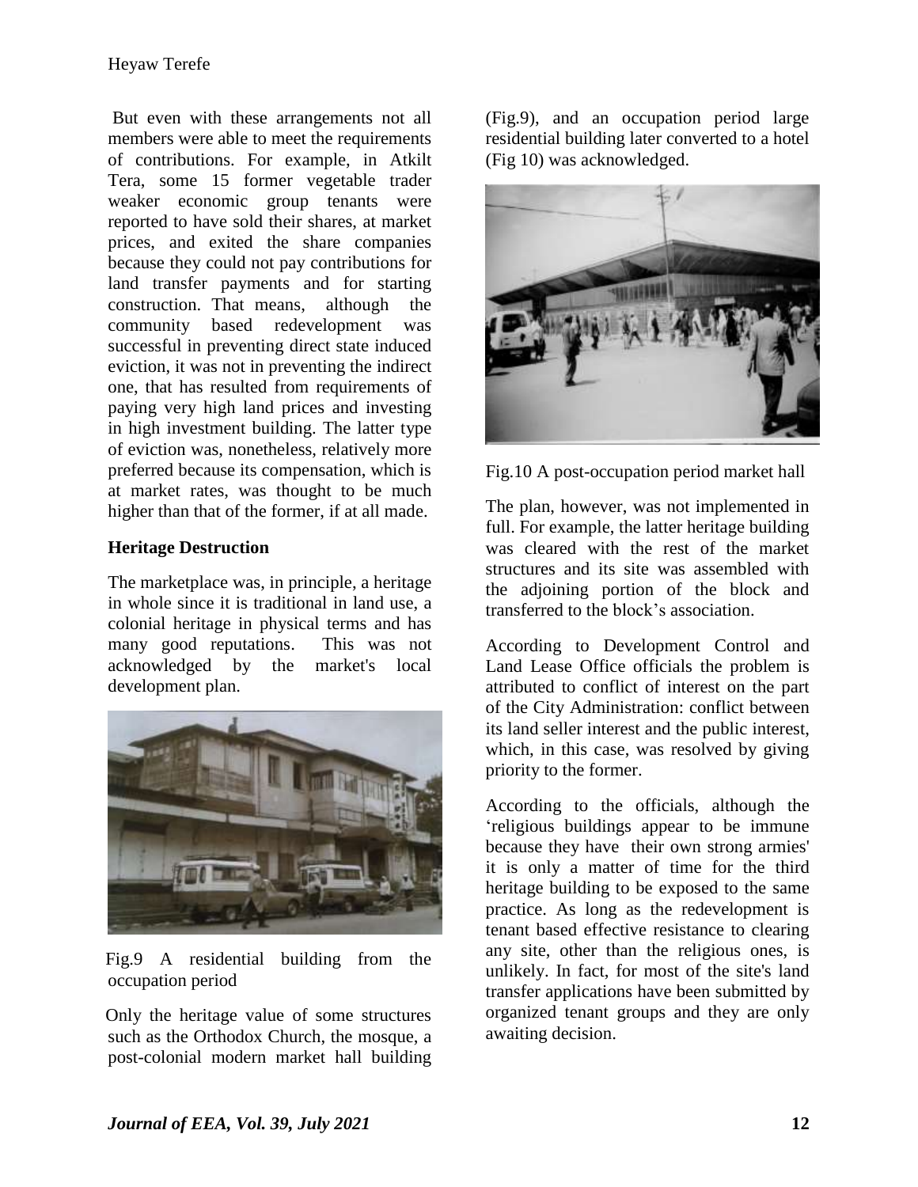But even with these arrangements not all members were able to meet the requirements of contributions. For example, in Atkilt Tera, some 15 former vegetable trader weaker economic group tenants were reported to have sold their shares, at market prices, and exited the share companies because they could not pay contributions for land transfer payments and for starting construction. That means, although the community based redevelopment was successful in preventing direct state induced eviction, it was not in preventing the indirect one, that has resulted from requirements of paying very high land prices and investing in high investment building. The latter type of eviction was, nonetheless, relatively more preferred because its compensation, which is at market rates, was thought to be much higher than that of the former, if at all made.

**Heritage Destruction**

The marketplace was, in principle, a heritage in whole since it is traditional in land use, a colonial heritage in physical terms and has many good reputations. This was not acknowledged by the market's local development plan.

Fig.9 A residential building from the occupation period

Only the heritage value of some structures such as the Orthodox Church, the mosque, a post-colonial modern market hall building (Fig.9), and an occupation period large residential building later converted to a hotel (Fig 10) was acknowledged.

Fig.10 A post-occupation period market hall

The plan, however, was not implemented in full. For example, the latter heritage building was cleared with the rest of the market structures and its site was assembled with the adjoining portion of the block and transferred to the block's association.

According to Development Control and Land Lease Office officials the problem is attributed to conflict of interest on the part of the City Administration: conflict between its land seller interest and the public interest, which, in this case, was resolved by giving priority to the former.

According to the officials, although the 'religious buildings appear to be immune because they have their own strong armies' it is only a matter of time for the third heritage building to be exposed to the same practice. As long as the redevelopment is tenant based effective resistance to clearing any site, other than the religious ones, is unlikely. In fact, for most of the site's land transfer applications have been submitted by organized tenant groups and they are only awaiting decision.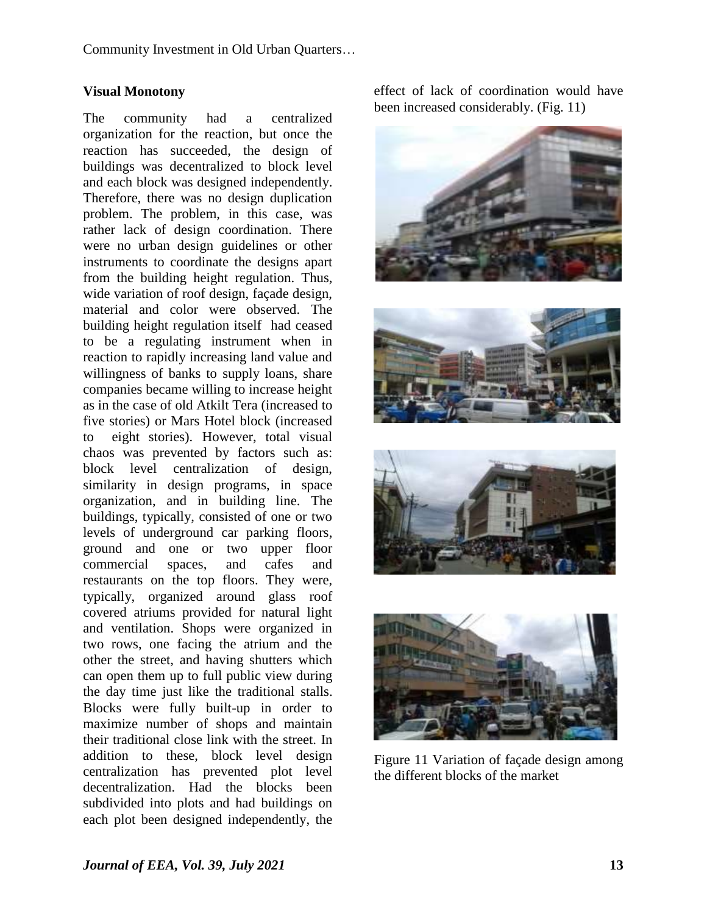### Visual Monotony

The community had a centralized organization for the reaction, but once the reaction has succeeded, the design of buildings was decentralized to block level and each block was designed independently. Therefore, there was no design duplication problem. The problem, in this case, was rather lack of design coordination. There were no urban design guidelines or other instruments to coordinate the designs apart from the building height regulation. Thus, wide variation of roof design, façade design, material and color were observed. The building height regulation itself had ceased to be a regulating instrument when in reaction to rapidly increasing land value and willingness of banks to supply loans, share companies became willing to increase height as in the case of old Atkilt Tera (increased to five stories) or Mars Hotel block (increased to eight stories). However, total visual chaos was prevented by factors such as: block level centralization of design, similarity in design programs, in space organization, and in building line. The buildings, typically, consisted of one or two levels of underground car parking floors, ground and one or two upper floor commercial spaces, and cafes and restaurants on the top floors. They were, typically, organized around glass roof covered atriums provided for natural light and ventilation. Shops were organized in two rows, one facing the atrium and the other the street, and having shutters which can open them up to full public view during the day time just like the traditional stalls. Blocks were fully built-up in order to maximize number of shops and maintain their traditional close link with the street. In addition to these, block level design centralization has prevented plot level decentralization. Had the blocks been subdivided into plots and had buildings on each plot been designed independently, the effect of lack of coordination would have been increased considerably. (Fig. 11)

Figure 11 Variation of façade design among the different blocks of the market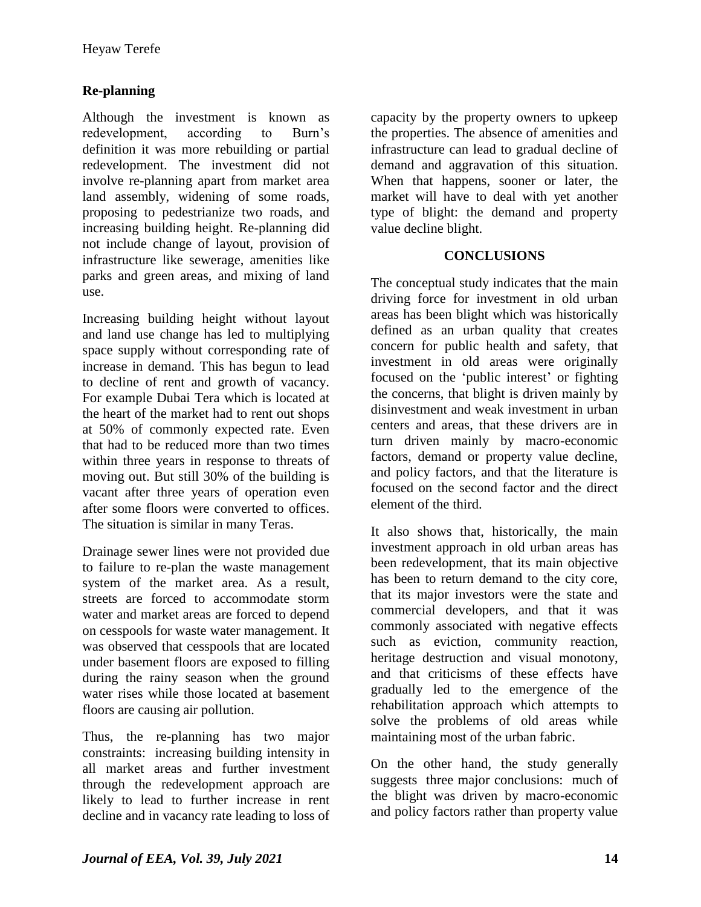## Re-planning

Although the investment is known as redevelopment, according to Burn's definition it was more rebuilding or partial redevelopment. The investment did not involve re-planning apart from market area land assembly, widening of some roads, proposing to pedestrianize two roads, and increasing building height. Re-planning did not include change of layout, provision of infrastructure like sewerage, amenities like parks and green areas, and mixing of land use.

Increasing building height without layout and land use change has led to multiplying space supply without corresponding rate of increase in demand. This has begun to lead to decline of rent and growth of vacancy. For example Dubai Tera which is located at the heart of the market had to rent out shops at 50% of commonly expected rate. Even that had to be reduced more than two times within three years in response to threats of moving out. But still 30% of the building is vacant after three years of operation even after some floors were converted to offices. The situation is similar in many Teras.

Drainage sewer lines were not provided due to failure to re-plan the waste management system of the market area. As a result, streets are forced to accommodate storm water and market areas are forced to depend on cesspools for waste water management. It was observed that cesspools that are located under basement floors are exposed to filling during the rainy season when the ground water rises while those located at basement floors are causing air pollution.

Thus, the re-planning has two major constraints: increasing building intensity in all market areas and further investment through the redevelopment approach are likely to lead to further increase in rent decline and in vacancy rate leading to loss of capacity by the property owners to upkeep the properties. The absence of amenities and infrastructure can lead to gradual decline of demand and aggravation of this situation. When that happens, sooner or later, the market will have to deal with yet another type of blight: the demand and property value decline blight.

## CONCLUSIONS

The conceptual study indicates that the main driving force for investment in old urban areas has been blight which was historically defined as an urban quality that creates concern for public health and safety, that investment in old areas were originally focused on the 'public interest' or fighting the concerns, that blight is driven mainly by disinvestment and weak investment in urban centers and areas, that these drivers are in turn driven mainly by macro-economic factors, demand or property value decline, and policy factors, and that the literature is focused on the second factor and the direct element of the third.

It also shows that, historically, the main investment approach in old urban areas has been redevelopment, that its main objective has been to return demand to the city core, that its major investors were the state and commercial developers, and that it was commonly associated with negative effects such as eviction, community reaction, heritage destruction and visual monotony, and that criticisms of these effects have gradually led to the emergence of the rehabilitation approach which attempts to solve the problems of old areas while maintaining most of the urban fabric.

On the other hand, the study generally suggests three major conclusions: much of the blight was driven by macro-economic and policy factors rather than property value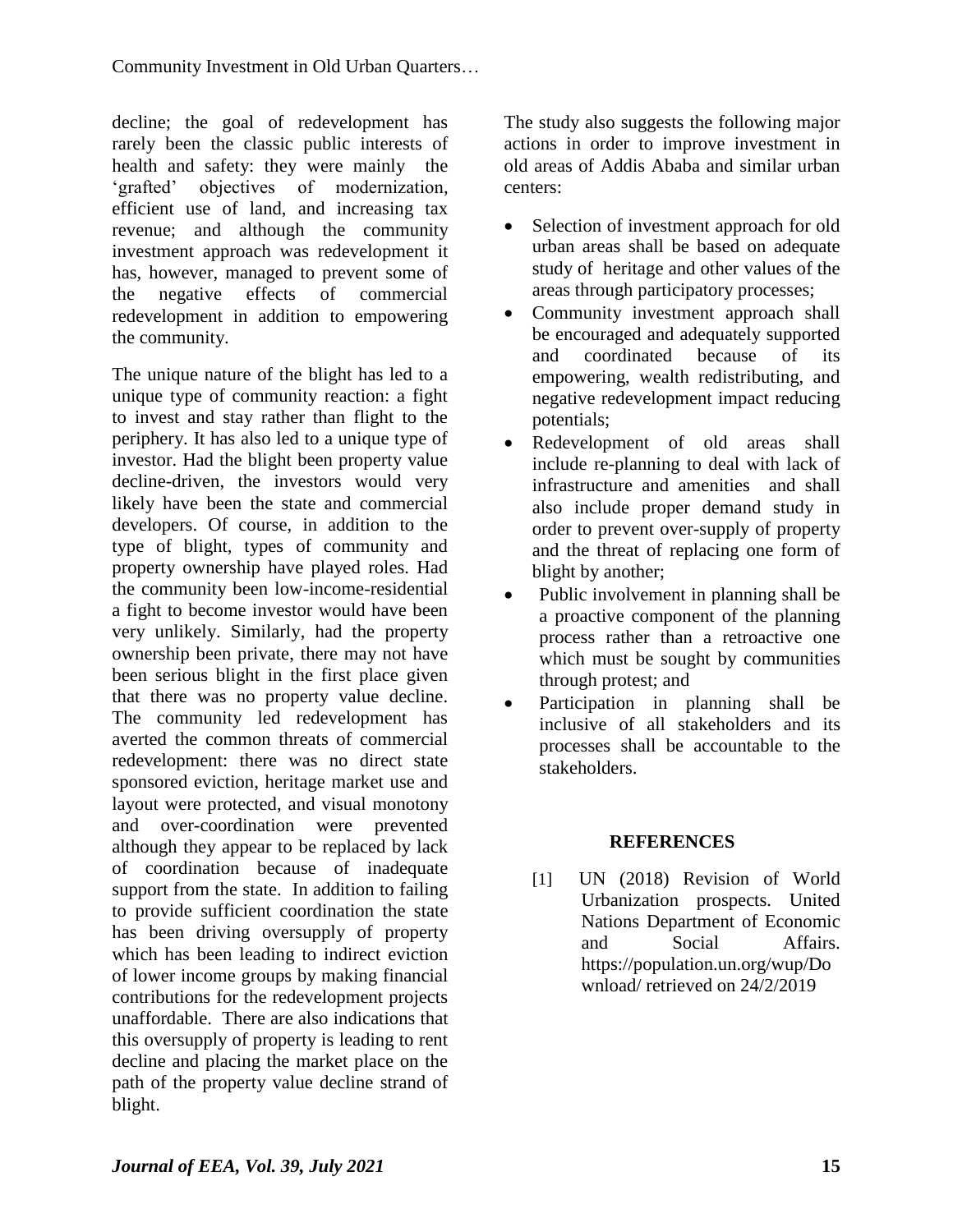decline; the goal of redevelopment has rarely been the classic public interests of health and safety: they were mainly the 'grafted' objectives of modernization, efficient use of land, and increasing tax revenue; and although the community investment approach was redevelopment it has, however, managed to prevent some of the negative effects of commercial redevelopment in addition to empowering the community.

The unique nature of the blight has led to a unique type of community reaction: a fight to invest and stay rather than flight to the periphery. It has also led to a unique type of investor. Had the blight been property value decline-driven, the investors would very likely have been the state and commercial developers. Of course, in addition to the type of blight, types of community and property ownership have played roles. Had the community been low-income-residential a fight to become investor would have been very unlikely. Similarly, had the property ownership been private, there may not have been serious blight in the first place given that there was no property value decline. The community led redevelopment has averted the common threats of commercial redevelopment: there was no direct state sponsored eviction, heritage market use and layout were protected, and visual monotony and over-coordination were prevented although they appear to be replaced by lack of coordination because of inadequate support from the state. In addition to failing to provide sufficient coordination the state has been driving oversupply of property which has been leading to indirect eviction of lower income groups by making financial contributions for the redevelopment projects unaffordable. There are also indications that this oversupply of property is leading to rent decline and placing the market place on the path of the property value decline strand of blight.

The study also suggests the following major actions in order to improve investment in old areas of Addis Ababa and similar urban centers:

- Selection of investment approach for old urban areas shall be based on adequate study of heritage and other values of the areas through participatory processes;
- Community investment approach shall be encouraged and adequately supported and coordinated because of its empowering, wealth redistributing, and negative redevelopment impact reducing potentials;
- Redevelopment of old areas shall include re-planning to deal with lack of infrastructure and amenities and shall also include proper demand study in order to prevent over-supply of property and the threat of replacing one form of blight by another;
- Public involvement in planning shall be a proactive component of the planning process rather than a retroactive one which must be sought by communities through protest; and
- Participation in planning shall be inclusive of all stakeholders and its processes shall be accountable to the stakeholders.

## REFERENCES

[1] UN (2018) Revision of World Urbanization prospects. United Nations Department of Economic and Social Affairs. https://population.un.org/wup/Download/ retrieved on 24/2/2019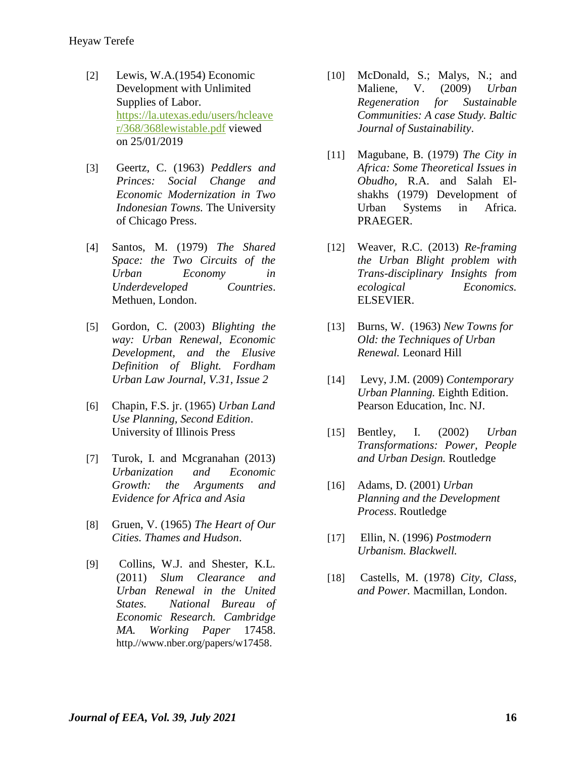[2] Lewis, W.A.(1954) Economic Development with Unlimited Supplies of Labor. https://la.utexas.edu/users/hcleaver/368/368lewistable.pdf viewed on 25/01/2019

[3] Geertz, C. (1963) *Peddlers and Princes: Social Change and Economic Modernization in Two Indonesian Towns.* The University of Chicago Press.

[4] Santos, M. (1979) *The Shared Space: the Two Circuits of the Urban Economy in Underdeveloped Countries*. Methuen, London.

[5] Gordon, C. (2003) *Blighting the way: Urban Renewal, Economic Development, and the Elusive Definition of Blight. Fordham Urban Law Journal, V.31, Issue 2*

[6] Chapin, F.S. jr. (1965) *Urban Land Use Planning, Second Edition*. University of Illinois Press

[7] Turok, I. and Mcgranahan (2013) *Urbanization and Economic Growth: the Arguments and Evidence for Africa and Asia*

[8] Gruen, V. (1965) *The Heart of Our Cities. Thames and Hudson*.

[9] Collins, W.J. and Shester, K.L. (2011) *Slum Clearance and Urban Renewal in the United States. National Bureau of Economic Research. Cambridge MA. Working Paper* 17458. http.//www.nber.org/papers/w17458.

[10] McDonald, S.; Malys, N.; and Maliene, V. (2009) *Urban Regeneration for Sustainable Communities: A case Study. Baltic Journal of Sustainability*.

[11] Magubane, B. (1979) *The City in Africa: Some Theoretical Issues in Obudho,* R.A. and Salah El-shakhs (1979) Development of Urban Systems in Africa. PRAEGER.

[12] Weaver, R.C. (2013) *Re-framing the Urban Blight problem with Trans-disciplinary Insights from ecological Economics.* ELSEVIER.

[13] Burns, W. (1963) *New Towns for Old: the Techniques of Urban Renewal.* Leonard Hill

[14] Levy, J.M. (2009) *Contemporary Urban Planning.* Eighth Edition. Pearson Education, Inc. NJ.

[15] Bentley, I. (2002) *Urban Transformations: Power, People and Urban Design.* Routledge

[16] Adams, D. (2001) *Urban Planning and the Development Process*. Routledge

[17] Ellin, N. (1996) *Postmodern Urbanism. Blackwell.*

[18] Castells, M. (1978) *City, Class, and Power.* Macmillan, London.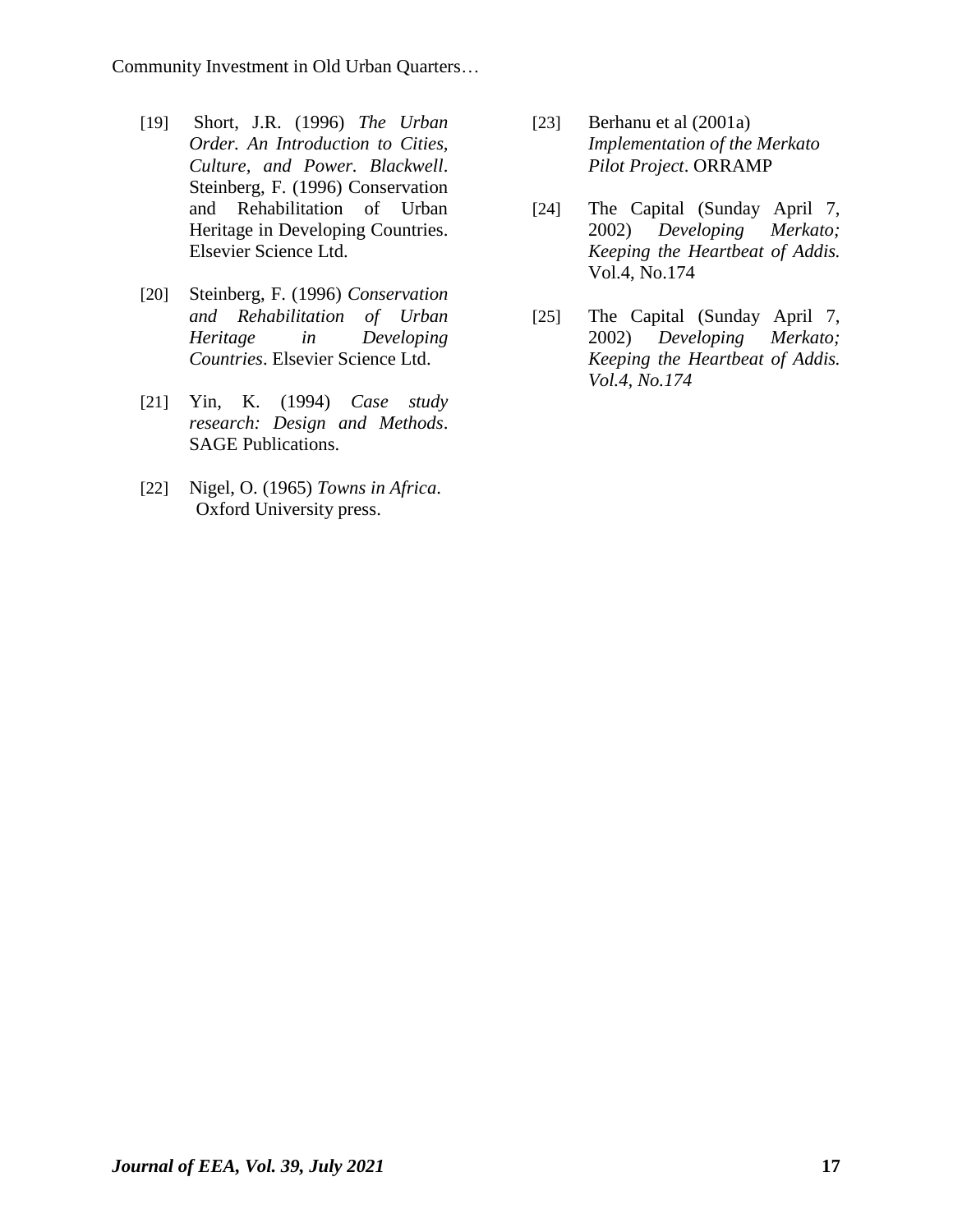[19] Short, J.R. (1996) *The Urban Order. An Introduction to Cities, Culture, and Power. Blackwell*. Steinberg, F. (1996) Conservation and Rehabilitation of Urban Heritage in Developing Countries. Elsevier Science Ltd.

[20] Steinberg, F. (1996) *Conservation and Rehabilitation of Urban Heritage in Developing Countries*. Elsevier Science Ltd.

[21] Yin, K. (1994) *Case study research: Design and Methods*. SAGE Publications.

[22] Nigel, O. (1965) *Towns in Africa*. Oxford University press.

[23] Berhanu et al (2001a) *Implementation of the Merkato Pilot Project*. ORRAMP

[24] The Capital (Sunday April 7, 2002) *Developing Merkato; Keeping the Heartbeat of Addis.* Vol.4, No.174

[25] The Capital (Sunday April 7, 2002) *Developing Merkato; Keeping the Heartbeat of Addis. Vol.4, No.174*